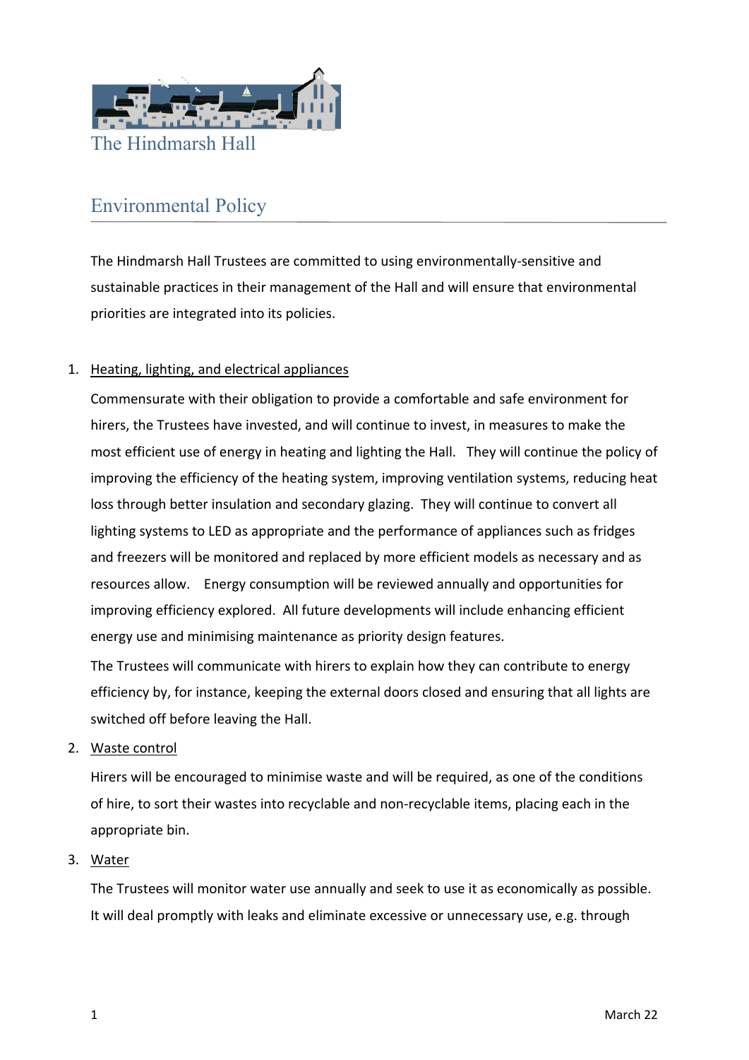The Hindmarsh Hall

# Environmental Policy

The Hindmarsh Hall Trustees are committed to using environmentally-sensitive and sustainable practices in their management of the Hall and will ensure that environmental priorities are integrated into its policies.

1. Heating, lighting, and electrical appliances

   Commensurate with their obligation to provide a comfortable and safe environment for hirers, the Trustees have invested, and will continue to invest, in measures to make the most efficient use of energy in heating and lighting the Hall. They will continue the policy of improving the efficiency of the heating system, improving ventilation systems, reducing heat loss through better insulation and secondary glazing. They will continue to convert all lighting systems to LED as appropriate and the performance of appliances such as fridges and freezers will be monitored and replaced by more efficient models as necessary and as resources allow. Energy consumption will be reviewed annually and opportunities for improving efficiency explored. All future developments will include enhancing efficient energy use and minimising maintenance as priority design features.

   The Trustees will communicate with hirers to explain how they can contribute to energy efficiency by, for instance, keeping the external doors closed and ensuring that all lights are switched off before leaving the Hall.

2. Waste control

   Hirers will be encouraged to minimise waste and will be required, as one of the conditions of hire, to sort their wastes into recyclable and non-recyclable items, placing each in the appropriate bin.

3. Water

   The Trustees will monitor water use annually and seek to use it as economically as possible. It will deal promptly with leaks and eliminate excessive or unnecessary use, e.g. through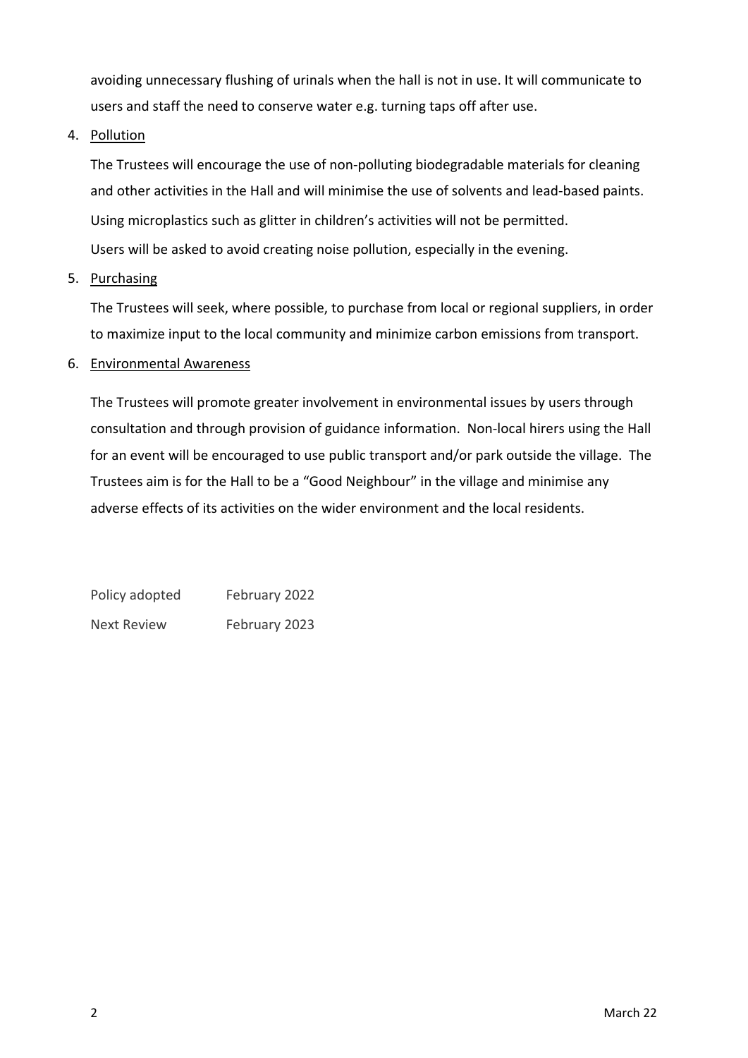avoiding unnecessary flushing of urinals when the hall is not in use. It will communicate to users and staff the need to conserve water e.g. turning taps off after use.

4. Pollution

   The Trustees will encourage the use of non-polluting biodegradable materials for cleaning and other activities in the Hall and will minimise the use of solvents and lead-based paints.

   Using microplastics such as glitter in children's activities will not be permitted.

   Users will be asked to avoid creating noise pollution, especially in the evening.

5. Purchasing

   The Trustees will seek, where possible, to purchase from local or regional suppliers, in order to maximize input to the local community and minimize carbon emissions from transport.

6. Environmental Awareness

   The Trustees will promote greater involvement in environmental issues by users through consultation and through provision of guidance information. Non-local hirers using the Hall for an event will be encouraged to use public transport and/or park outside the village. The Trustees aim is for the Hall to be a "Good Neighbour" in the village and minimise any adverse effects of its activities on the wider environment and the local residents.

| | |
|---|---|
| Policy adopted | February 2022 |
| Next Review | February 2023 |